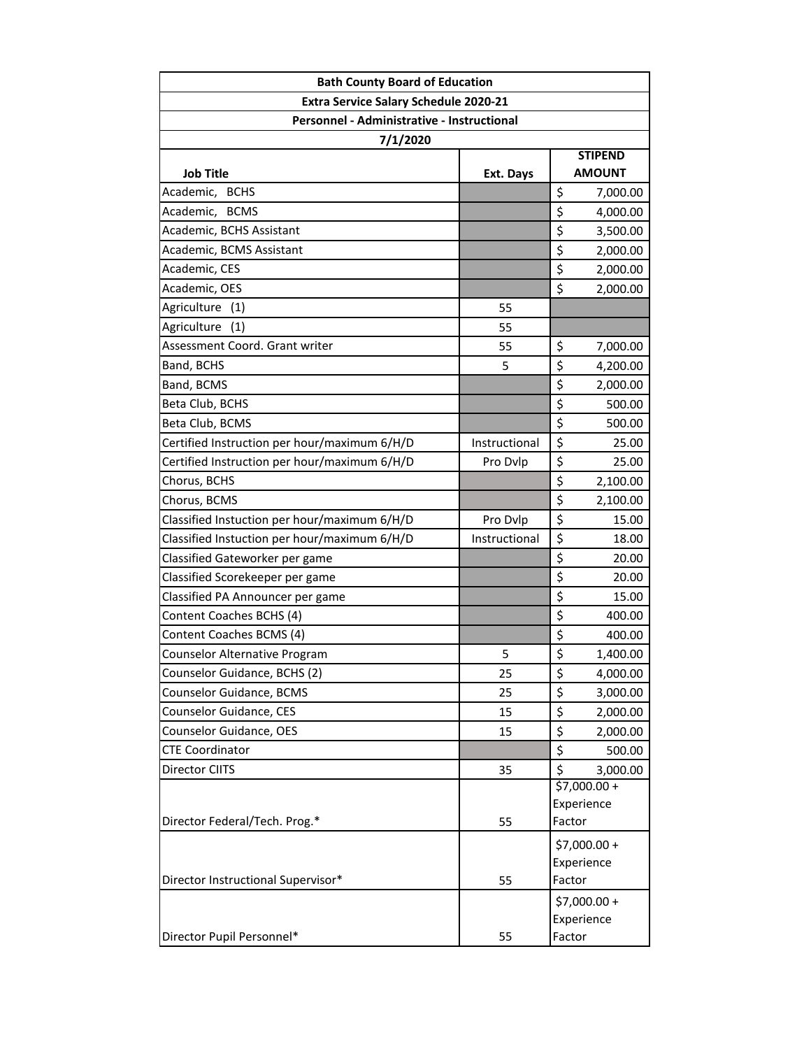**Bath County Board of Education**

**Extra Service Salary Schedule 2020-21**

**Personnel - Administrative - Instructional**

**7/1/2020**

| Job Title | Ext. Days | STIPEND AMOUNT |
|---|---|---|
| Academic, BCHS | | $ 7,000.00 |
| Academic, BCMS | | $ 4,000.00 |
| Academic, BCHS Assistant | | $ 3,500.00 |
| Academic, BCMS Assistant | | $ 2,000.00 |
| Academic, CES | | $ 2,000.00 |
| Academic, OES | | $ 2,000.00 |
| Agriculture (1) | 55 | |
| Agriculture (1) | 55 | |
| Assessment Coord. Grant writer | 55 | $ 7,000.00 |
| Band, BCHS | 5 | $ 4,200.00 |
| Band, BCMS | | $ 2,000.00 |
| Beta Club, BCHS | | $ 500.00 |
| Beta Club, BCMS | | $ 500.00 |
| Certified Instruction per hour/maximum 6/H/D | Instructional | $ 25.00 |
| Certified Instruction per hour/maximum 6/H/D | Pro Dvlp | $ 25.00 |
| Chorus, BCHS | | $ 2,100.00 |
| Chorus, BCMS | | $ 2,100.00 |
| Classified Instuction per hour/maximum 6/H/D | Pro Dvlp | $ 15.00 |
| Classified Instuction per hour/maximum 6/H/D | Instructional | $ 18.00 |
| Classified Gateworker per game | | $ 20.00 |
| Classified Scorekeeper per game | | $ 20.00 |
| Classified PA Announcer per game | | $ 15.00 |
| Content Coaches BCHS (4) | | $ 400.00 |
| Content Coaches BCMS (4) | | $ 400.00 |
| Counselor Alternative Program | 5 | $ 1,400.00 |
| Counselor Guidance, BCHS (2) | 25 | $ 4,000.00 |
| Counselor Guidance, BCMS | 25 | $ 3,000.00 |
| Counselor Guidance, CES | 15 | $ 2,000.00 |
| Counselor Guidance, OES | 15 | $ 2,000.00 |
| CTE Coordinator | | $ 500.00 |
| Director CIITS | 35 | $ 3,000.00 |
| Director Federal/Tech. Prog.* | 55 | $7,000.00 + Experience Factor |
| Director Instructional Supervisor* | 55 | $7,000.00 + Experience Factor |
| Director Pupil Personnel* | 55 | $7,000.00 + Experience Factor |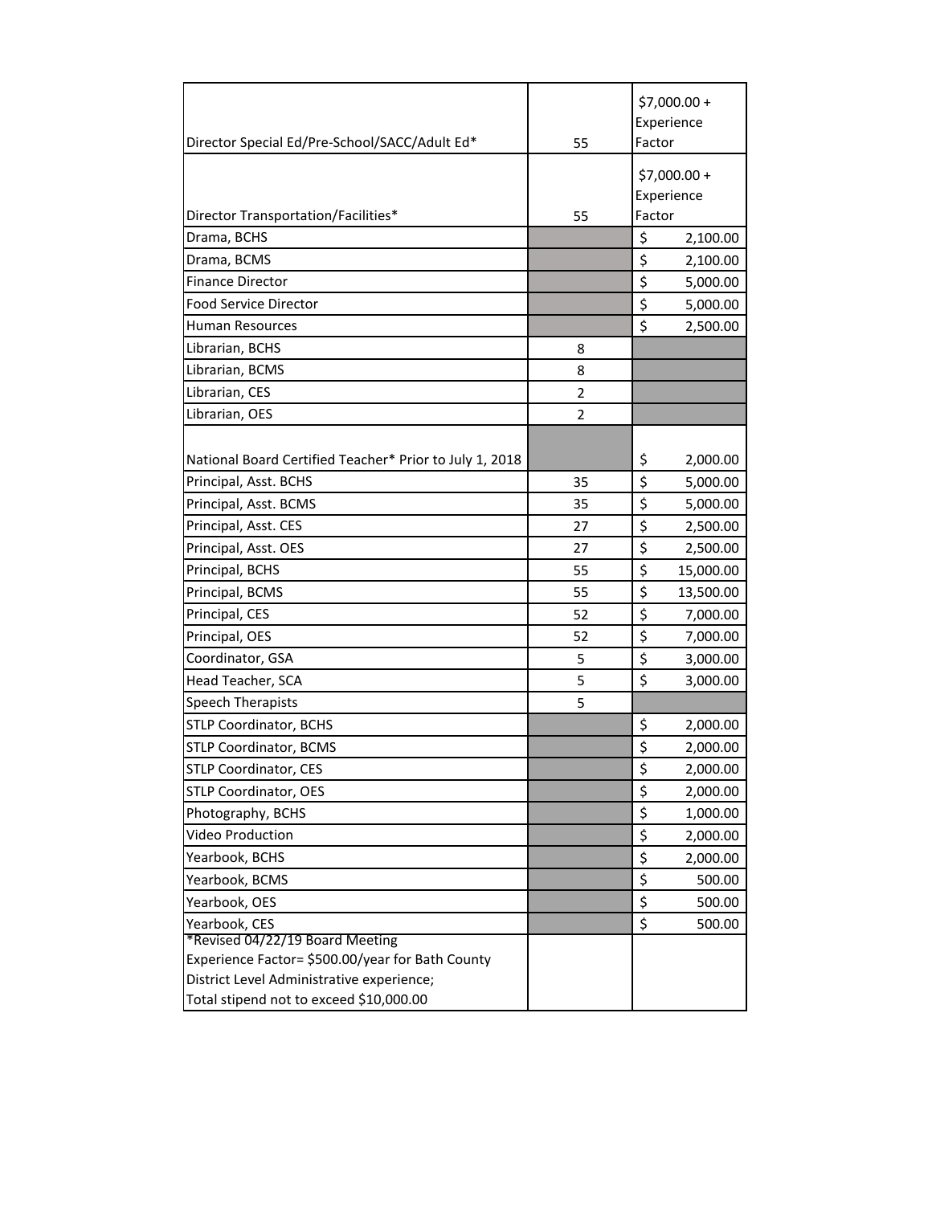| | | |
|---|---|---|
| Director Special Ed/Pre-School/SACC/Adult Ed* | 55 | $7,000.00 + Experience Factor |
| Director Transportation/Facilities* | 55 | $7,000.00 + Experience Factor |
| Drama, BCHS | | $ 2,100.00 |
| Drama, BCMS | | $ 2,100.00 |
| Finance Director | | $ 5,000.00 |
| Food Service Director | | $ 5,000.00 |
| Human Resources | | $ 2,500.00 |
| Librarian, BCHS | 8 | |
| Librarian, BCMS | 8 | |
| Librarian, CES | 2 | |
| Librarian, OES | 2 | |
| National Board Certified Teacher* Prior to July 1, 2018 | | $ 2,000.00 |
| Principal, Asst. BCHS | 35 | $ 5,000.00 |
| Principal, Asst. BCMS | 35 | $ 5,000.00 |
| Principal, Asst. CES | 27 | $ 2,500.00 |
| Principal, Asst. OES | 27 | $ 2,500.00 |
| Principal, BCHS | 55 | $ 15,000.00 |
| Principal, BCMS | 55 | $ 13,500.00 |
| Principal, CES | 52 | $ 7,000.00 |
| Principal, OES | 52 | $ 7,000.00 |
| Coordinator, GSA | 5 | $ 3,000.00 |
| Head Teacher, SCA | 5 | $ 3,000.00 |
| Speech Therapists | 5 | |
| STLP Coordinator, BCHS | | $ 2,000.00 |
| STLP Coordinator, BCMS | | $ 2,000.00 |
| STLP Coordinator, CES | | $ 2,000.00 |
| STLP Coordinator, OES | | $ 2,000.00 |
| Photography, BCHS | | $ 1,000.00 |
| Video Production | | $ 2,000.00 |
| Yearbook, BCHS | | $ 2,000.00 |
| Yearbook, BCMS | | $ 500.00 |
| Yearbook, OES | | $ 500.00 |
| Yearbook, CES | | $ 500.00 |
| *Revised 04/22/19 Board Meeting<br>Experience Factor= $500.00/year for Bath County District Level Administrative experience;<br>Total stipend not to exceed $10,000.00 | | |